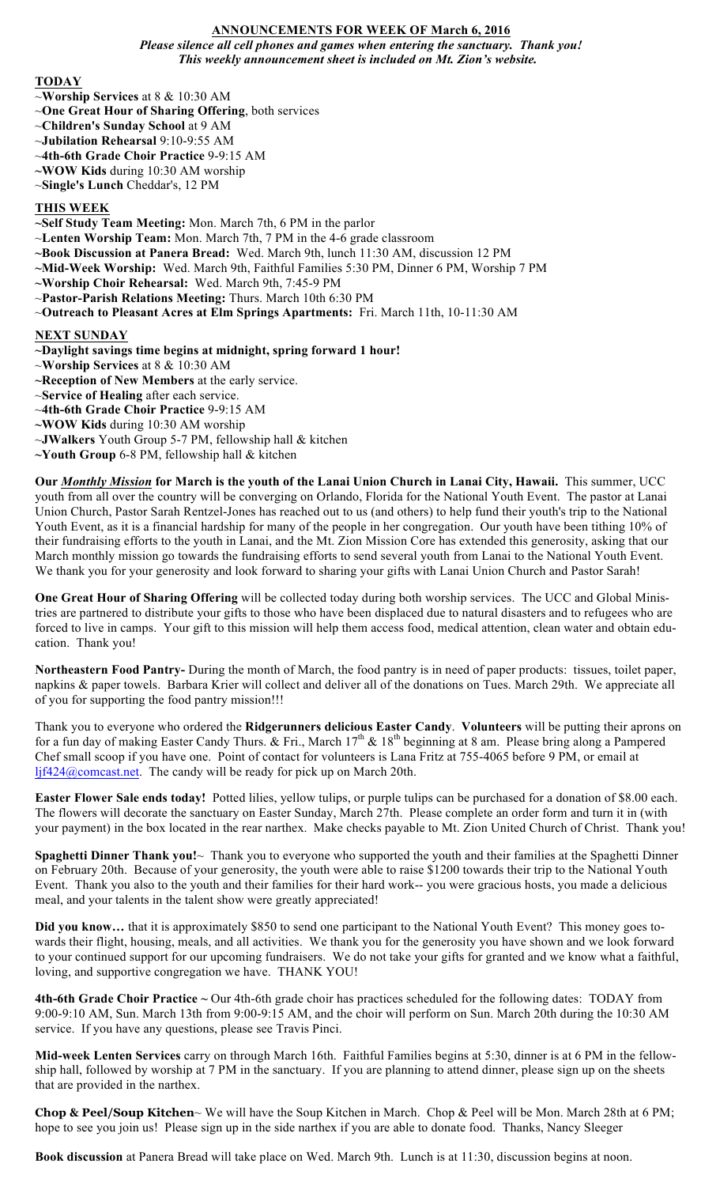**ANNOUNCEMENTS FOR WEEK OF March 6, 2016**

***Please silence all cell phones and games when entering the sanctuary. Thank you!***
***This weekly announcement sheet is included on Mt. Zion's website.***

**TODAY**

~**Worship Services** at 8 & 10:30 AM
~**One Great Hour of Sharing Offering**, both services
~**Children's Sunday School** at 9 AM
~**Jubilation Rehearsal** 9:10-9:55 AM
~**4th-6th Grade Choir Practice** 9-9:15 AM
**~WOW Kids** during 10:30 AM worship
~**Single's Lunch** Cheddar's, 12 PM

**THIS WEEK**

**~Self Study Team Meeting:** Mon. March 7th, 6 PM in the parlor
~**Lenten Worship Team:** Mon. March 7th, 7 PM in the 4-6 grade classroom
**~Book Discussion at Panera Bread:** Wed. March 9th, lunch 11:30 AM, discussion 12 PM
**~Mid-Week Worship:** Wed. March 9th, Faithful Families 5:30 PM, Dinner 6 PM, Worship 7 PM
**~Worship Choir Rehearsal:** Wed. March 9th, 7:45-9 PM
~**Pastor-Parish Relations Meeting:** Thurs. March 10th 6:30 PM
~**Outreach to Pleasant Acres at Elm Springs Apartments:** Fri. March 11th, 10-11:30 AM

**NEXT SUNDAY**

**~Daylight savings time begins at midnight, spring forward 1 hour!**
~**Worship Services** at 8 & 10:30 AM
**~Reception of New Members** at the early service.
~**Service of Healing** after each service.
~**4th-6th Grade Choir Practice** 9-9:15 AM
**~WOW Kids** during 10:30 AM worship
~**JWalkers** Youth Group 5-7 PM, fellowship hall & kitchen
**~Youth Group** 6-8 PM, fellowship hall & kitchen

**Our *Monthly Mission* for March is the youth of the Lanai Union Church in Lanai City, Hawaii.** This summer, UCC youth from all over the country will be converging on Orlando, Florida for the National Youth Event. The pastor at Lanai Union Church, Pastor Sarah Rentzel-Jones has reached out to us (and others) to help fund their youth's trip to the National Youth Event, as it is a financial hardship for many of the people in her congregation. Our youth have been tithing 10% of their fundraising efforts to the youth in Lanai, and the Mt. Zion Mission Core has extended this generosity, asking that our March monthly mission go towards the fundraising efforts to send several youth from Lanai to the National Youth Event. We thank you for your generosity and look forward to sharing your gifts with Lanai Union Church and Pastor Sarah!

**One Great Hour of Sharing Offering** will be collected today during both worship services. The UCC and Global Ministries are partnered to distribute your gifts to those who have been displaced due to natural disasters and to refugees who are forced to live in camps. Your gift to this mission will help them access food, medical attention, clean water and obtain education. Thank you!

**Northeastern Food Pantry-** During the month of March, the food pantry is in need of paper products: tissues, toilet paper, napkins & paper towels. Barbara Krier will collect and deliver all of the donations on Tues. March 29th. We appreciate all of you for supporting the food pantry mission!!!

Thank you to everyone who ordered the **Ridgerunners delicious Easter Candy**. **Volunteers** will be putting their aprons on for a fun day of making Easter Candy Thurs. & Fri., March 17th & 18th beginning at 8 am. Please bring along a Pampered Chef small scoop if you have one. Point of contact for volunteers is Lana Fritz at 755-4065 before 9 PM, or email at ljf424@comcast.net. The candy will be ready for pick up on March 20th.

**Easter Flower Sale ends today!** Potted lilies, yellow tulips, or purple tulips can be purchased for a donation of $8.00 each. The flowers will decorate the sanctuary on Easter Sunday, March 27th. Please complete an order form and turn it in (with your payment) in the box located in the rear narthex. Make checks payable to Mt. Zion United Church of Christ. Thank you!

**Spaghetti Dinner Thank you!**~ Thank you to everyone who supported the youth and their families at the Spaghetti Dinner on February 20th. Because of your generosity, the youth were able to raise $1200 towards their trip to the National Youth Event. Thank you also to the youth and their families for their hard work-- you were gracious hosts, you made a delicious meal, and your talents in the talent show were greatly appreciated!

**Did you know…** that it is approximately $850 to send one participant to the National Youth Event? This money goes towards their flight, housing, meals, and all activities. We thank you for the generosity you have shown and we look forward to your continued support for our upcoming fundraisers. We do not take your gifts for granted and we know what a faithful, loving, and supportive congregation we have. THANK YOU!

**4th-6th Grade Choir Practice ~** Our 4th-6th grade choir has practices scheduled for the following dates: TODAY from 9:00-9:10 AM, Sun. March 13th from 9:00-9:15 AM, and the choir will perform on Sun. March 20th during the 10:30 AM service. If you have any questions, please see Travis Pinci.

**Mid-week Lenten Services** carry on through March 16th. Faithful Families begins at 5:30, dinner is at 6 PM in the fellowship hall, followed by worship at 7 PM in the sanctuary. If you are planning to attend dinner, please sign up on the sheets that are provided in the narthex.

**Chop & Peel/Soup Kitchen**~ We will have the Soup Kitchen in March. Chop & Peel will be Mon. March 28th at 6 PM; hope to see you join us! Please sign up in the side narthex if you are able to donate food. Thanks, Nancy Sleeger

**Book discussion** at Panera Bread will take place on Wed. March 9th. Lunch is at 11:30, discussion begins at noon.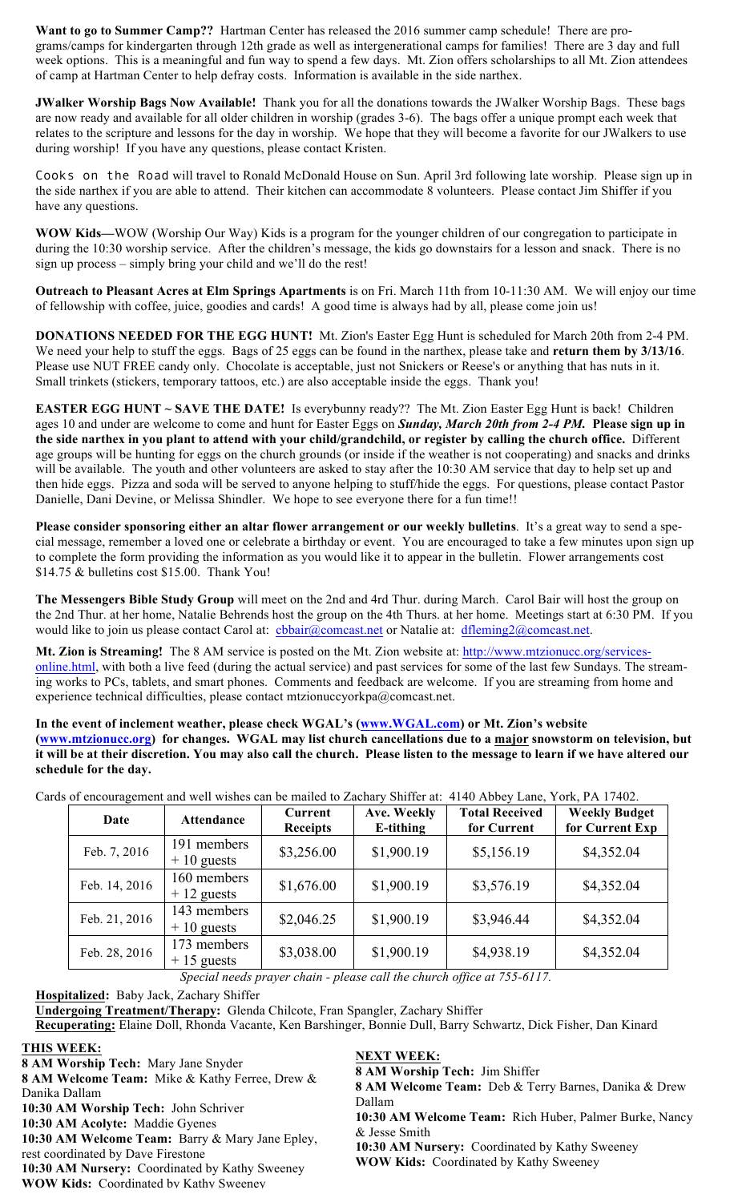**Want to go to Summer Camp??** Hartman Center has released the 2016 summer camp schedule! There are programs/camps for kindergarten through 12th grade as well as intergenerational camps for families! There are 3 day and full week options. This is a meaningful and fun way to spend a few days. Mt. Zion offers scholarships to all Mt. Zion attendees of camp at Hartman Center to help defray costs. Information is available in the side narthex.

**JWalker Worship Bags Now Available!** Thank you for all the donations towards the JWalker Worship Bags. These bags are now ready and available for all older children in worship (grades 3-6). The bags offer a unique prompt each week that relates to the scripture and lessons for the day in worship. We hope that they will become a favorite for our JWalkers to use during worship! If you have any questions, please contact Kristen.

Cooks on the Road will travel to Ronald McDonald House on Sun. April 3rd following late worship. Please sign up in the side narthex if you are able to attend. Their kitchen can accommodate 8 volunteers. Please contact Jim Shiffer if you have any questions.

**WOW Kids—**WOW (Worship Our Way) Kids is a program for the younger children of our congregation to participate in during the 10:30 worship service. After the children's message, the kids go downstairs for a lesson and snack. There is no sign up process – simply bring your child and we'll do the rest!

**Outreach to Pleasant Acres at Elm Springs Apartments** is on Fri. March 11th from 10-11:30 AM. We will enjoy our time of fellowship with coffee, juice, goodies and cards! A good time is always had by all, please come join us!

**DONATIONS NEEDED FOR THE EGG HUNT!** Mt. Zion's Easter Egg Hunt is scheduled for March 20th from 2-4 PM. We need your help to stuff the eggs. Bags of 25 eggs can be found in the narthex, please take and **return them by 3/13/16**. Please use NUT FREE candy only. Chocolate is acceptable, just not Snickers or Reese's or anything that has nuts in it. Small trinkets (stickers, temporary tattoos, etc.) are also acceptable inside the eggs. Thank you!

**EASTER EGG HUNT ~ SAVE THE DATE!** Is everybunny ready?? The Mt. Zion Easter Egg Hunt is back! Children ages 10 and under are welcome to come and hunt for Easter Eggs on ***Sunday, March 20th from 2-4 PM.*** **Please sign up in the side narthex in you plant to attend with your child/grandchild, or register by calling the church office.** Different age groups will be hunting for eggs on the church grounds (or inside if the weather is not cooperating) and snacks and drinks will be available. The youth and other volunteers are asked to stay after the 10:30 AM service that day to help set up and then hide eggs. Pizza and soda will be served to anyone helping to stuff/hide the eggs. For questions, please contact Pastor Danielle, Dani Devine, or Melissa Shindler. We hope to see everyone there for a fun time!!

**Please consider sponsoring either an altar flower arrangement or our weekly bulletins**. It's a great way to send a special message, remember a loved one or celebrate a birthday or event. You are encouraged to take a few minutes upon sign up to complete the form providing the information as you would like it to appear in the bulletin. Flower arrangements cost $14.75 & bulletins cost $15.00. Thank You!

**The Messengers Bible Study Group** will meet on the 2nd and 4rd Thur. during March. Carol Bair will host the group on the 2nd Thur. at her home, Natalie Behrends host the group on the 4th Thurs. at her home. Meetings start at 6:30 PM. If you would like to join us please contact Carol at: cbbair@comcast.net or Natalie at: dfleming2@comcast.net.

**Mt. Zion is Streaming!** The 8 AM service is posted on the Mt. Zion website at: http://www.mtzionucc.org/services-online.html, with both a live feed (during the actual service) and past services for some of the last few Sundays. The streaming works to PCs, tablets, and smart phones. Comments and feedback are welcome. If you are streaming from home and experience technical difficulties, please contact mtzionuccyorkpa@comcast.net.

**In the event of inclement weather, please check WGAL's (www.WGAL.com) or Mt. Zion's website (www.mtzionucc.org) for changes. WGAL may list church cancellations due to a major snowstorm on television, but it will be at their discretion. You may also call the church. Please listen to the message to learn if we have altered our schedule for the day.**

Cards of encouragement and well wishes can be mailed to Zachary Shiffer at: 4140 Abbey Lane, York, PA 17402.

| Date | Attendance | Current Receipts | Ave. Weekly E-tithing | Total Received for Current | Weekly Budget for Current Exp |
|---|---|---|---|---|---|
| Feb. 7, 2016 | 191 members + 10 guests | $3,256.00 | $1,900.19 | $5,156.19 | $4,352.04 |
| Feb. 14, 2016 | 160 members + 12 guests | $1,676.00 | $1,900.19 | $3,576.19 | $4,352.04 |
| Feb. 21, 2016 | 143 members + 10 guests | $2,046.25 | $1,900.19 | $3,946.44 | $4,352.04 |
| Feb. 28, 2016 | 173 members + 15 guests | $3,038.00 | $1,900.19 | $4,938.19 | $4,352.04 |

*Special needs prayer chain - please call the church office at 755-6117.*

**Hospitalized:** Baby Jack, Zachary Shiffer

**Undergoing Treatment/Therapy:** Glenda Chilcote, Fran Spangler, Zachary Shiffer

**Recuperating:** Elaine Doll, Rhonda Vacante, Ken Barshinger, Bonnie Dull, Barry Schwartz, Dick Fisher, Dan Kinard

**THIS WEEK:**

**8 AM Worship Tech:** Mary Jane Snyder

**8 AM Welcome Team:** Mike & Kathy Ferree, Drew & Danika Dallam

**10:30 AM Worship Tech:** John Schriver

**10:30 AM Acolyte:** Maddie Gyenes

**10:30 AM Welcome Team:** Barry & Mary Jane Epley, rest coordinated by Dave Firestone

**10:30 AM Nursery:** Coordinated by Kathy Sweeney

**WOW Kids:** Coordinated by Kathy Sweeney

**NEXT WEEK:**

**8 AM Worship Tech:** Jim Shiffer

**8 AM Welcome Team:** Deb & Terry Barnes, Danika & Drew Dallam

**10:30 AM Welcome Team:** Rich Huber, Palmer Burke, Nancy & Jesse Smith

**10:30 AM Nursery:** Coordinated by Kathy Sweeney

**WOW Kids:** Coordinated by Kathy Sweeney